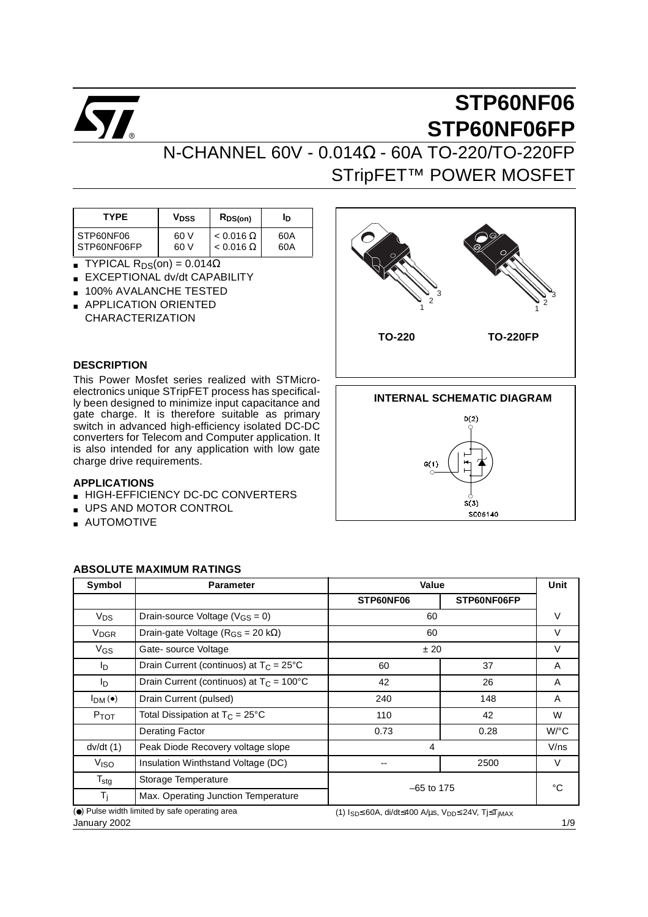# STP60NF06
# STP60NF06FP

## N-CHANNEL 60V - 0.014Ω - 60A TO-220/TO-220FP
## STripFET™ POWER MOSFET

| TYPE | $V_{DSS}$ | $R_{DS(on)}$ | $I_D$ |
|---|---|---|---|
| STP60NF06 | 60 V | < 0.016 Ω | 60A |
| STP60NF06FP | 60 V | < 0.016 Ω | 60A |

- TYPICAL $R_{DS}$(on) = 0.014Ω
- EXCEPTIONAL dv/dt CAPABILITY
- 100% AVALANCHE TESTED
- APPLICATION ORIENTED CHARACTERIZATION

TO-220 TO-220FP

### DESCRIPTION

This Power Mosfet series realized with STMicroelectronics unique STripFET process has specifically been designed to minimize input capacitance and gate charge. It is therefore suitable as primary switch in advanced high-efficiency isolated DC-DC converters for Telecom and Computer application. It is also intended for any application with low gate charge drive requirements.

### APPLICATIONS

- HIGH-EFFICIENCY DC-DC CONVERTERS
- UPS AND MOTOR CONTROL
- AUTOMOTIVE

### INTERNAL SCHEMATIC DIAGRAM

D(2)
G(1)
S(3)
SC06140

### ABSOLUTE MAXIMUM RATINGS

| Symbol | Parameter | Value | | Unit |
|---|---|---|---|---|
| | | STP60NF06 | STP60NF06FP | |
| $V_{DS}$ | Drain-source Voltage ($V_{GS}$ = 0) | 60 | | V |
| $V_{DGR}$ | Drain-gate Voltage ($R_{GS}$ = 20 kΩ) | 60 | | V |
| $V_{GS}$ | Gate- source Voltage | ± 20 | | V |
| $I_D$ | Drain Current (continuos) at $T_C$ = 25°C | 60 | 37 | A |
| $I_D$ | Drain Current (continuos) at $T_C$ = 100°C | 42 | 26 | A |
| $I_{DM}$ (•) | Drain Current (pulsed) | 240 | 148 | A |
| $P_{TOT}$ | Total Dissipation at $T_C$ = 25°C | 110 | 42 | W |
| | Derating Factor | 0.73 | 0.28 | W/°C |
| dv/dt (1) | Peak Diode Recovery voltage slope | 4 | | V/ns |
| $V_{ISO}$ | Insulation Winthstand Voltage (DC) | -- | 2500 | V |
| $T_{stg}$ | Storage Temperature | –65 to 175 | | °C |
| $T_j$ | Max. Operating Junction Temperature | | | |

(•) Pulse width limited by safe operating area

(1) $I_{SD}$≤60A, di/dt≤400 A/µs, $V_{DD}$≤ 24V, Tj≤$T_{jMAX}$

January 2002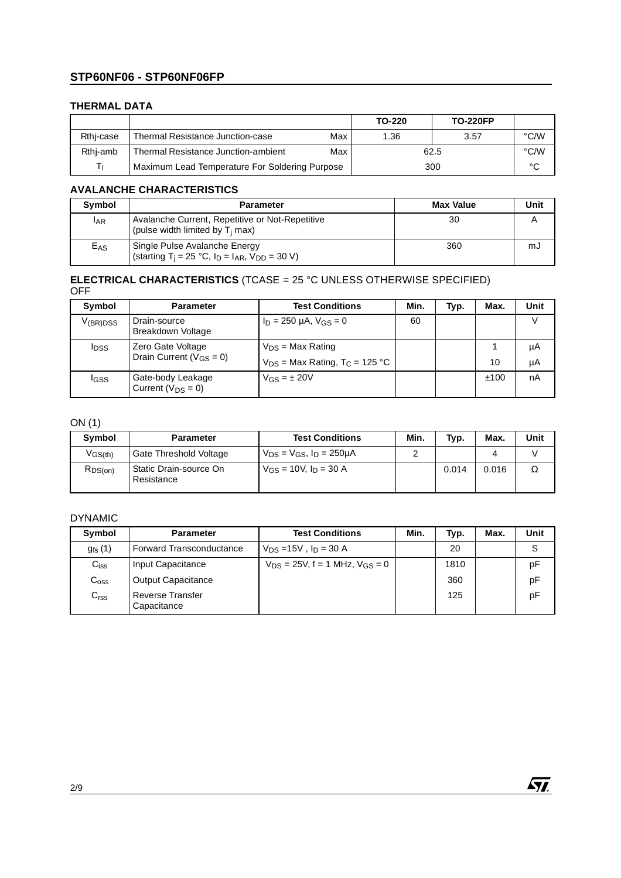## THERMAL DATA

| | | | TO-220 | TO-220FP | |
|---|---|---|---|---|---|
| Rthj-case | Thermal Resistance Junction-case | Max | 1.36 | 3.57 | °C/W |
| Rthj-amb | Thermal Resistance Junction-ambient | Max | 62.5 | | °C/W |
| $T_l$ | Maximum Lead Temperature For Soldering Purpose | | 300 | | °C |

## AVALANCHE CHARACTERISTICS

| Symbol | Parameter | Max Value | Unit |
|---|---|---|---|
| $I_{AR}$ | Avalanche Current, Repetitive or Not-Repetitive (pulse width limited by $T_j$ max) | 30 | A |
| $E_{AS}$ | Single Pulse Avalanche Energy (starting $T_j$ = 25 °C, $I_D = I_{AR}$, $V_{DD}$ = 30 V) | 360 | mJ |

## ELECTRICAL CHARACTERISTICS (TCASE = 25 °C UNLESS OTHERWISE SPECIFIED)

OFF

| Symbol | Parameter | Test Conditions | Min. | Typ. | Max. | Unit |
|---|---|---|---|---|---|---|
| $V_{(BR)DSS}$ | Drain-source Breakdown Voltage | $I_D$ = 250 µA, $V_{GS}$ = 0 | 60 | | | V |
| $I_{DSS}$ | Zero Gate Voltage Drain Current ($V_{GS}$ = 0) | $V_{DS}$ = Max Rating | | | 1 | µA |
| | | $V_{DS}$ = Max Rating, $T_C$ = 125 °C | | | 10 | µA |
| $I_{GSS}$ | Gate-body Leakage Current ($V_{DS}$ = 0) | $V_{GS}$ = ± 20V | | | ±100 | nA |

ON (1)

| Symbol | Parameter | Test Conditions | Min. | Typ. | Max. | Unit |
|---|---|---|---|---|---|---|
| $V_{GS(th)}$ | Gate Threshold Voltage | $V_{DS} = V_{GS}$, $I_D$ = 250µA | 2 | | 4 | V |
| $R_{DS(on)}$ | Static Drain-source On Resistance | $V_{GS}$ = 10V, $I_D$ = 30 A | | 0.014 | 0.016 | Ω |

DYNAMIC

| Symbol | Parameter | Test Conditions | Min. | Typ. | Max. | Unit |
|---|---|---|---|---|---|---|
| $g_{fs}$ (1) | Forward Transconductance | $V_{DS}$ =15V , $I_D$ = 30 A | | 20 | | S |
| $C_{iss}$ | Input Capacitance | $V_{DS}$ = 25V, f = 1 MHz, $V_{GS}$ = 0 | | 1810 | | pF |
| $C_{oss}$ | Output Capacitance | | | 360 | | pF |
| $C_{rss}$ | Reverse Transfer Capacitance | | | 125 | | pF |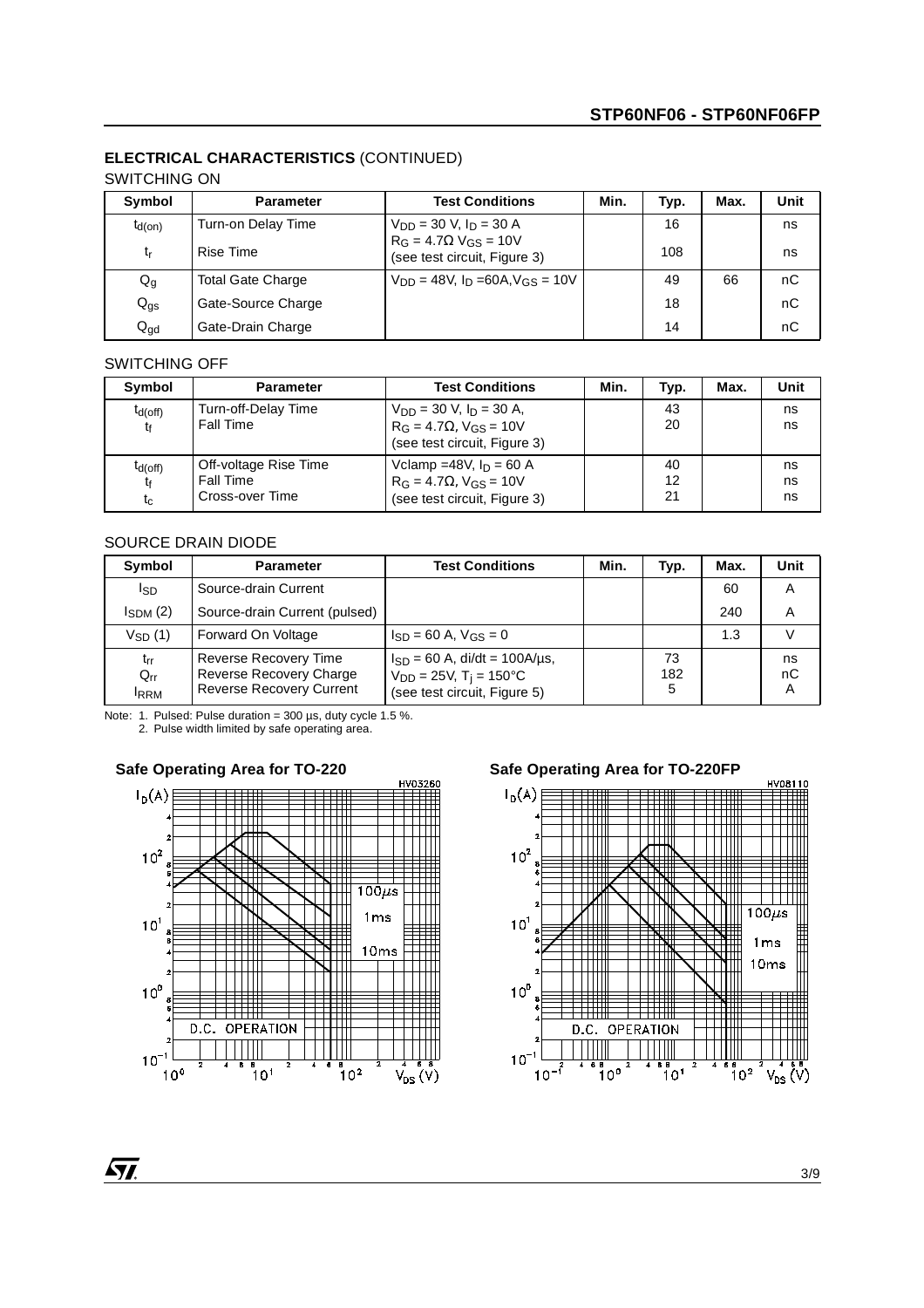## ELECTRICAL CHARACTERISTICS (CONTINUED)

### SWITCHING ON

| Symbol | Parameter | Test Conditions | Min. | Typ. | Max. | Unit |
|---|---|---|---|---|---|---|
| $t_{d(on)}$ | Turn-on Delay Time | $V_{DD}$ = 30 V, $I_D$ = 30 A | | 16 | | ns |
| $t_r$ | Rise Time | $R_G$ = 4.7Ω $V_{GS}$ = 10V (see test circuit, Figure 3) | | 108 | | ns |
| $Q_g$ | Total Gate Charge | $V_{DD}$ = 48V, $I_D$ =60A,$V_{GS}$ = 10V | | 49 | 66 | nC |
| $Q_{gs}$ | Gate-Source Charge | | | 18 | | nC |
| $Q_{gd}$ | Gate-Drain Charge | | | 14 | | nC |

### SWITCHING OFF

| Symbol | Parameter | Test Conditions | Min. | Typ. | Max. | Unit |
|---|---|---|---|---|---|---|
| $t_{d(off)}$<br>$t_f$ | Turn-off-Delay Time<br>Fall Time | $V_{DD}$ = 30 V, $I_D$ = 30 A, $R_G$ = 4.7Ω, $V_{GS}$ = 10V (see test circuit, Figure 3) | | 43<br>20 | | ns<br>ns |
| $t_{d(off)}$<br>$t_f$<br>$t_c$ | Off-voltage Rise Time<br>Fall Time<br>Cross-over Time | Vclamp =48V, $I_D$ = 60 A $R_G$ = 4.7Ω, $V_{GS}$ = 10V (see test circuit, Figure 3) | | 40<br>12<br>21 | | ns<br>ns<br>ns |

### SOURCE DRAIN DIODE

| Symbol | Parameter | Test Conditions | Min. | Typ. | Max. | Unit |
|---|---|---|---|---|---|---|
| $I_{SD}$ | Source-drain Current | | | | 60 | A |
| $I_{SDM}$ (2) | Source-drain Current (pulsed) | | | | 240 | A |
| $V_{SD}$ (1) | Forward On Voltage | $I_{SD}$ = 60 A, $V_{GS}$ = 0 | | | 1.3 | V |
| $t_{rr}$<br>$Q_{rr}$<br>$I_{RRM}$ | Reverse Recovery Time<br>Reverse Recovery Charge<br>Reverse Recovery Current | $I_{SD}$ = 60 A, di/dt = 100A/µs, $V_{DD}$ = 25V, $T_j$ = 150°C (see test circuit, Figure 5) | | 73<br>182<br>5 | | ns<br>nC<br>A |

Note: 1. Pulsed: Pulse duration = 300 µs, duty cycle 1.5 %.
2. Pulse width limited by safe operating area.

**Safe Operating Area for TO-220**

**Safe Operating Area for TO-220FP**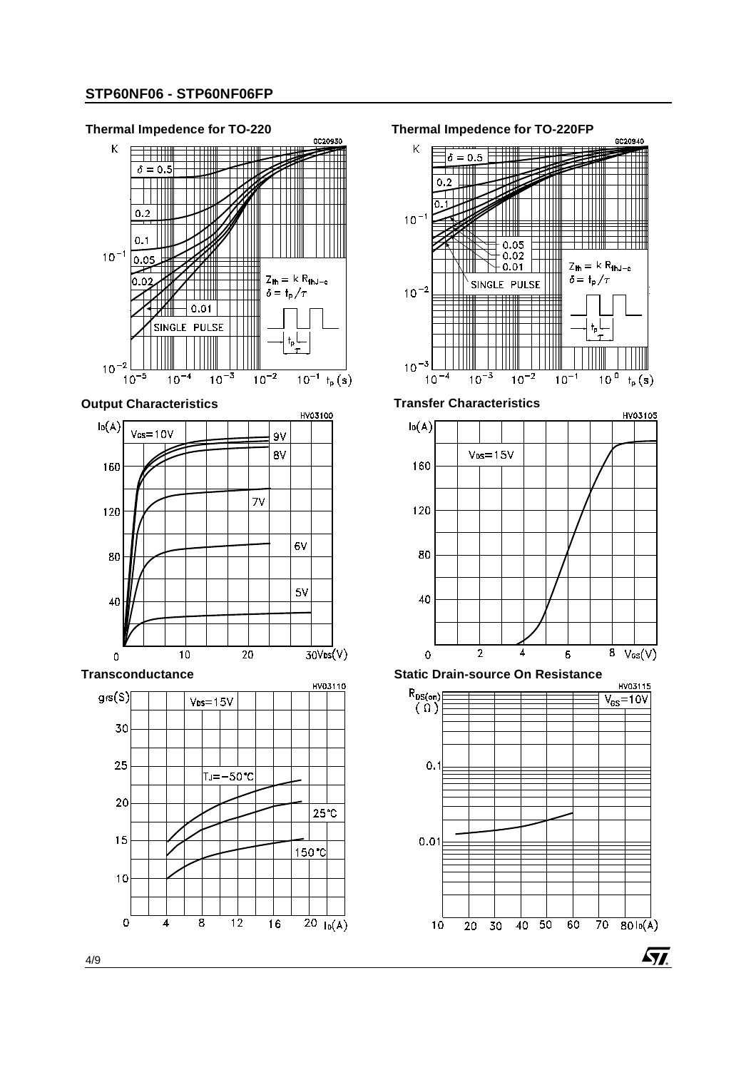### Thermal Impedence for TO-220

GC20930

K

$\delta = 0.5$

0.2

0.1

0.05

0.02

0.01

SINGLE PULSE

$Z_{th} = k\, R_{thJ-c}$

$\delta = t_p/\tau$

$10^{-1}$, $10^{-2}$

$10^{-5}$ $10^{-4}$ $10^{-3}$ $10^{-2}$ $10^{-1}$ $t_p(s)$

### Thermal Impedence for TO-220FP

GC20940

K

$\delta = 0.5$

0.2

0.1

0.05

0.02

0.01

SINGLE PULSE

$Z_{th} = k\, R_{thJ-c}$

$\delta = t_p/\tau$

$10^{-1}$, $10^{-2}$, $10^{-3}$

$10^{-4}$ $10^{-3}$ $10^{-2}$ $10^{-1}$ $10^{0}$ $t_p(s)$

### Output Characteristics

HV03100

$I_D(A)$

$V_{GS}$=10V, 9V, 8V, 7V, 6V, 5V

0, 40, 80, 120, 160

0, 10, 20, 30 $V_{DS}(V)$

### Transfer Characteristics

HV03105

$I_D(A)$

$V_{DS}$=15V

0, 40, 80, 120, 160

0, 2, 4, 6, 8 $V_{GS}(V)$

### Transconductance

HV03110

$g_{fs}(S)$

$V_{DS}$=15V

$T_J$=-50°C

25°C

150°C

0, 10, 15, 20, 25, 30

0, 4, 8, 12, 16, 20 $I_D(A)$

### Static Drain-source On Resistance

HV03115

$R_{DS(on)}$ (Ω)

$V_{GS}$=10V

0.01, 0.1

10, 20, 30, 40, 50, 60, 70, 80 $I_D(A)$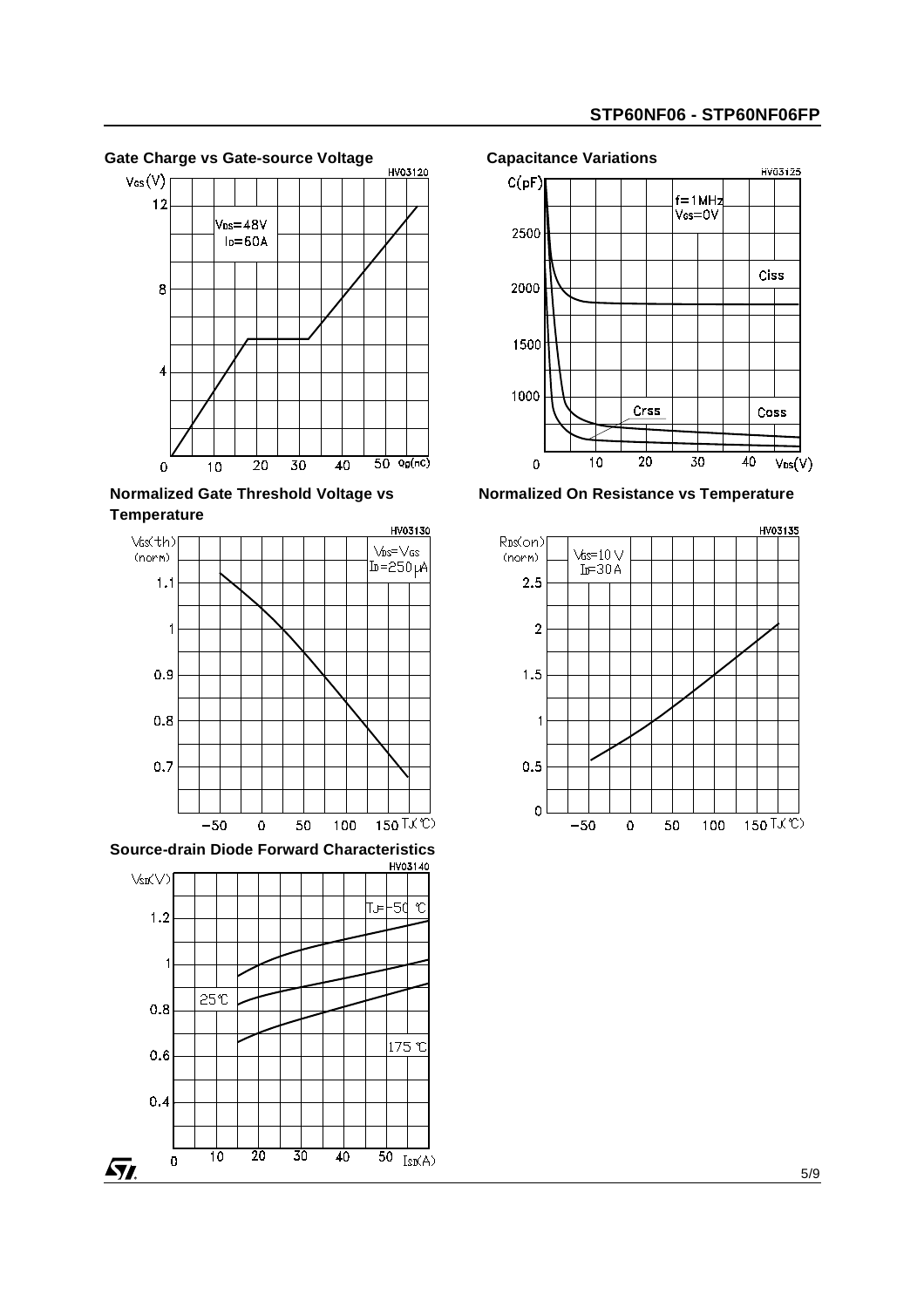**Gate Charge vs Gate-source Voltage**

HV03120

$V_{GS}$(V)

$V_{DS}$=48V
$I_D$=60A

$Q_g$(nC)

**Capacitance Variations**

HV03125

C(pF)

f=1MHz
$V_{GS}$=0V

Ciss

Crss

Coss

$V_{DS}$(V)

**Normalized Gate Threshold Voltage vs Temperature**

HV03130

$V_{GS(th)}$ (norm)

$V_{DS}$=$V_{GS}$
$I_D$=250μA

$T_J$(°C)

**Normalized On Resistance vs Temperature**

HV03135

$R_{DS(on)}$ (norm)

$V_{GS}$=10 V
$I_D$=30 A

$T_J$(°C)

**Source-drain Diode Forward Characteristics**

HV03140

$V_{SD}$(V)

$T_J$=-50 °C

25°C

175 °C

$I_{SD}$(A)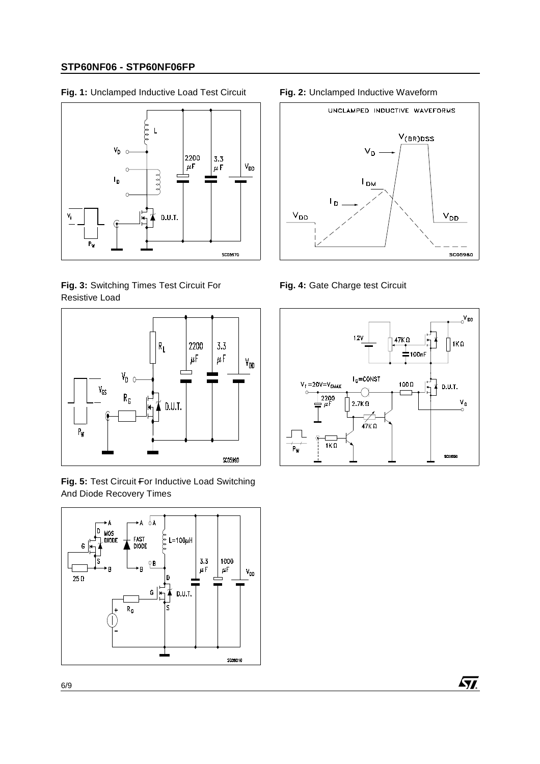**Fig. 1:** Unclamped Inductive Load Test Circuit

**Fig. 2:** Unclamped Inductive Waveform

**Fig. 3:** Switching Times Test Circuit For Resistive Load

**Fig. 4:** Gate Charge test Circuit

**Fig. 5:** Test Circuit For Inductive Load Switching And Diode Recovery Times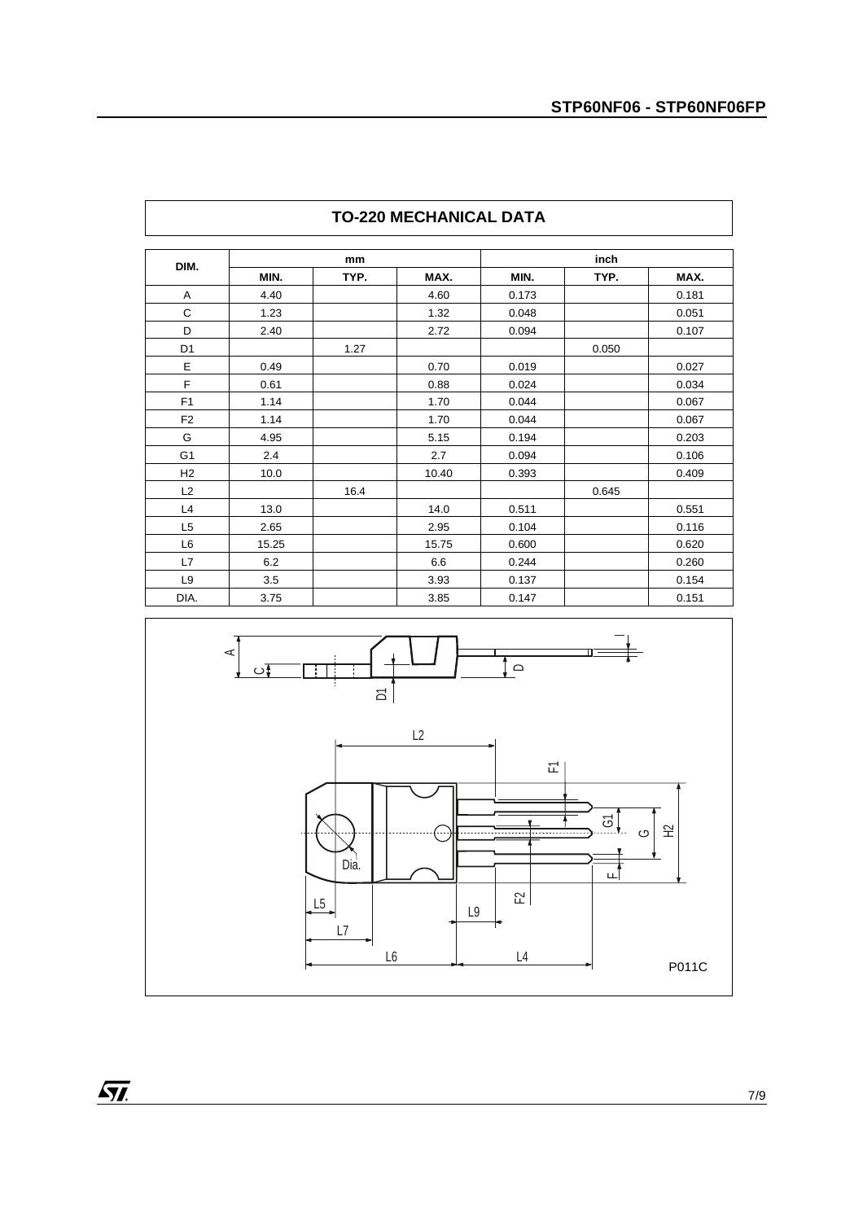## TO-220 MECHANICAL DATA

| DIM. | mm | | | inch | | |
|---|---|---|---|---|---|---|
| | MIN. | TYP. | MAX. | MIN. | TYP. | MAX. |
| A | 4.40 | | 4.60 | 0.173 | | 0.181 |
| C | 1.23 | | 1.32 | 0.048 | | 0.051 |
| D | 2.40 | | 2.72 | 0.094 | | 0.107 |
| D1 | | 1.27 | | | 0.050 | |
| E | 0.49 | | 0.70 | 0.019 | | 0.027 |
| F | 0.61 | | 0.88 | 0.024 | | 0.034 |
| F1 | 1.14 | | 1.70 | 0.044 | | 0.067 |
| F2 | 1.14 | | 1.70 | 0.044 | | 0.067 |
| G | 4.95 | | 5.15 | 0.194 | | 0.203 |
| G1 | 2.4 | | 2.7 | 0.094 | | 0.106 |
| H2 | 10.0 | | 10.40 | 0.393 | | 0.409 |
| L2 | | 16.4 | | | 0.645 | |
| L4 | 13.0 | | 14.0 | 0.511 | | 0.551 |
| L5 | 2.65 | | 2.95 | 0.104 | | 0.116 |
| L6 | 15.25 | | 15.75 | 0.600 | | 0.620 |
| L7 | 6.2 | | 6.6 | 0.244 | | 0.260 |
| L9 | 3.5 | | 3.93 | 0.137 | | 0.154 |
| DIA. | 3.75 | | 3.85 | 0.147 | | 0.151 |

P011C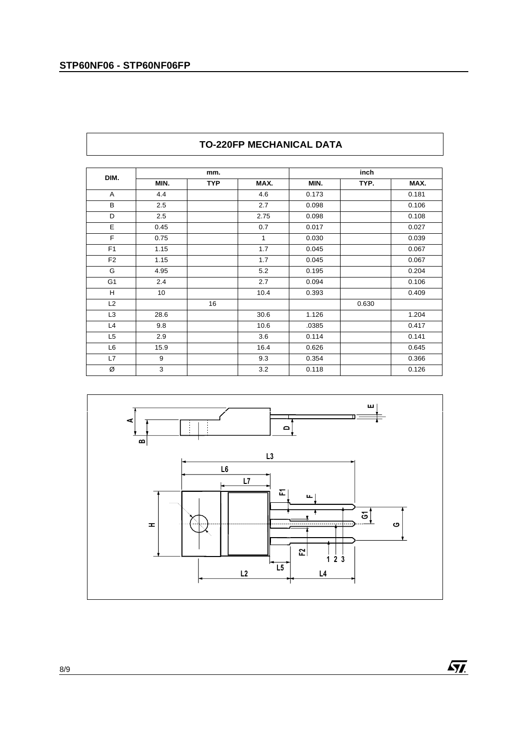## TO-220FP MECHANICAL DATA

| DIM. | mm. | | | inch | | |
|---|---|---|---|---|---|---|
| | MIN. | TYP | MAX. | MIN. | TYP. | MAX. |
| A | 4.4 | | 4.6 | 0.173 | | 0.181 |
| B | 2.5 | | 2.7 | 0.098 | | 0.106 |
| D | 2.5 | | 2.75 | 0.098 | | 0.108 |
| E | 0.45 | | 0.7 | 0.017 | | 0.027 |
| F | 0.75 | | 1 | 0.030 | | 0.039 |
| F1 | 1.15 | | 1.7 | 0.045 | | 0.067 |
| F2 | 1.15 | | 1.7 | 0.045 | | 0.067 |
| G | 4.95 | | 5.2 | 0.195 | | 0.204 |
| G1 | 2.4 | | 2.7 | 0.094 | | 0.106 |
| H | 10 | | 10.4 | 0.393 | | 0.409 |
| L2 | | 16 | | | 0.630 | |
| L3 | 28.6 | | 30.6 | 1.126 | | 1.204 |
| L4 | 9.8 | | 10.6 | .0385 | | 0.417 |
| L5 | 2.9 | | 3.6 | 0.114 | | 0.141 |
| L6 | 15.9 | | 16.4 | 0.626 | | 0.645 |
| L7 | 9 | | 9.3 | 0.354 | | 0.366 |
| Ø | 3 | | 3.2 | 0.118 | | 0.126 |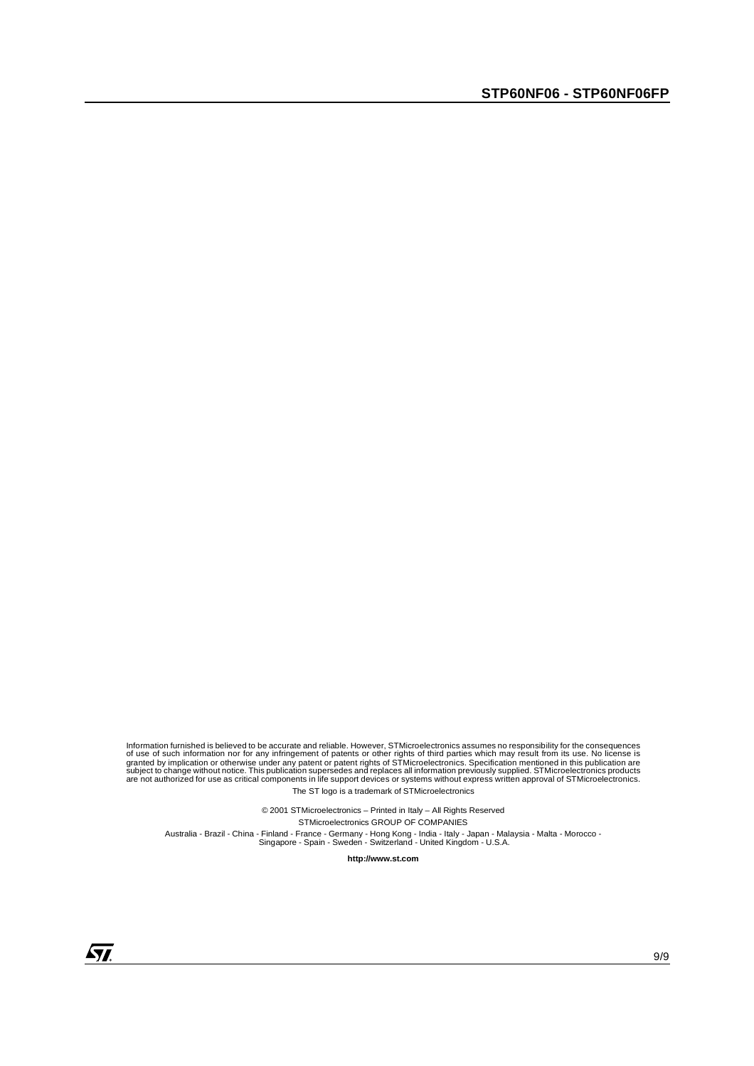Information furnished is believed to be accurate and reliable. However, STMicroelectronics assumes no responsibility for the consequences of use of such information nor for any infringement of patents or other rights of third parties which may result from its use. No license is granted by implication or otherwise under any patent or patent rights of STMicroelectronics. Specification mentioned in this publication are subject to change without notice. This publication supersedes and replaces all information previously supplied. STMicroelectronics products are not authorized for use as critical components in life support devices or systems without express written approval of STMicroelectronics.

The ST logo is a trademark of STMicroelectronics

© 2001 STMicroelectronics – Printed in Italy – All Rights Reserved

STMicroelectronics GROUP OF COMPANIES

Australia - Brazil - China - Finland - France - Germany - Hong Kong - India - Italy - Japan - Malaysia - Malta - Morocco - Singapore - Spain - Sweden - Switzerland - United Kingdom - U.S.A.

**http://www.st.com**